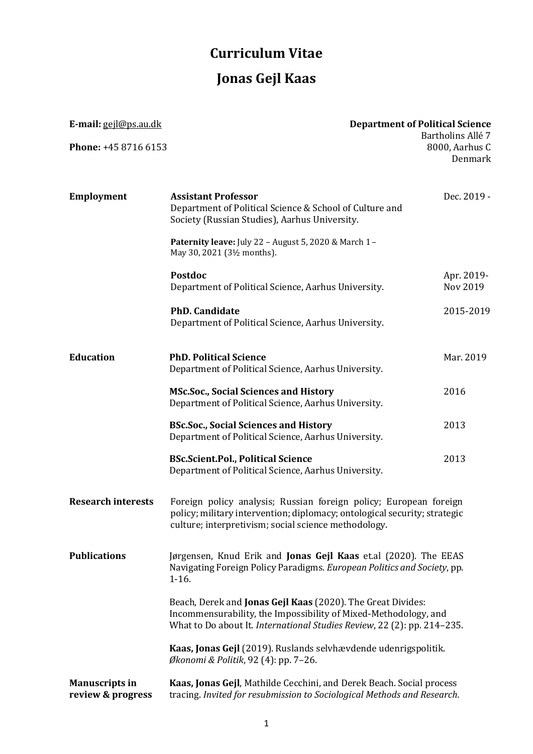# Curriculum Vitae

# Jonas Gejl Kaas

**E-mail:** gejl@ps.au.dk

**Phone:** +45 8716 6153

**Department of Political Science**
Bartholins Allé 7
8000, Aarhus C
Denmark

## Employment

**Assistant Professor** — Dec. 2019 -
Department of Political Science & School of Culture and Society (Russian Studies), Aarhus University.

**Paternity leave:** July 22 – August 5, 2020 & March 1 – May 30, 2021 (3½ months).

**Postdoc** — Apr. 2019- Nov 2019
Department of Political Science, Aarhus University.

**PhD. Candidate** — 2015-2019
Department of Political Science, Aarhus University.

## Education

**PhD. Political Science** — Mar. 2019
Department of Political Science, Aarhus University.

**MSc.Soc., Social Sciences and History** — 2016
Department of Political Science, Aarhus University.

**BSc.Soc., Social Sciences and History** — 2013
Department of Political Science, Aarhus University.

**BSc.Scient.Pol., Political Science** — 2013
Department of Political Science, Aarhus University.

## Research interests

Foreign policy analysis; Russian foreign policy; European foreign policy; military intervention; diplomacy; ontological security; strategic culture; interpretivism; social science methodology.

## Publications

Jørgensen, Knud Erik and **Jonas Gejl Kaas** et.al (2020). The EEAS Navigating Foreign Policy Paradigms. *European Politics and Society*, pp. 1-16.

Beach, Derek and **Jonas Gejl Kaas** (2020). The Great Divides: Incommensurability, the Impossibility of Mixed-Methodology, and What to Do about It. *International Studies Review*, 22 (2): pp. 214–235.

**Kaas, Jonas Gejl** (2019). Ruslands selvhævdende udenrigspolitik. *Økonomi & Politik*, 92 (4): pp. 7–26.

## Manuscripts in review & progress

**Kaas, Jonas Gejl**, Mathilde Cecchini, and Derek Beach. Social process tracing. *Invited for resubmission to Sociological Methods and Research.*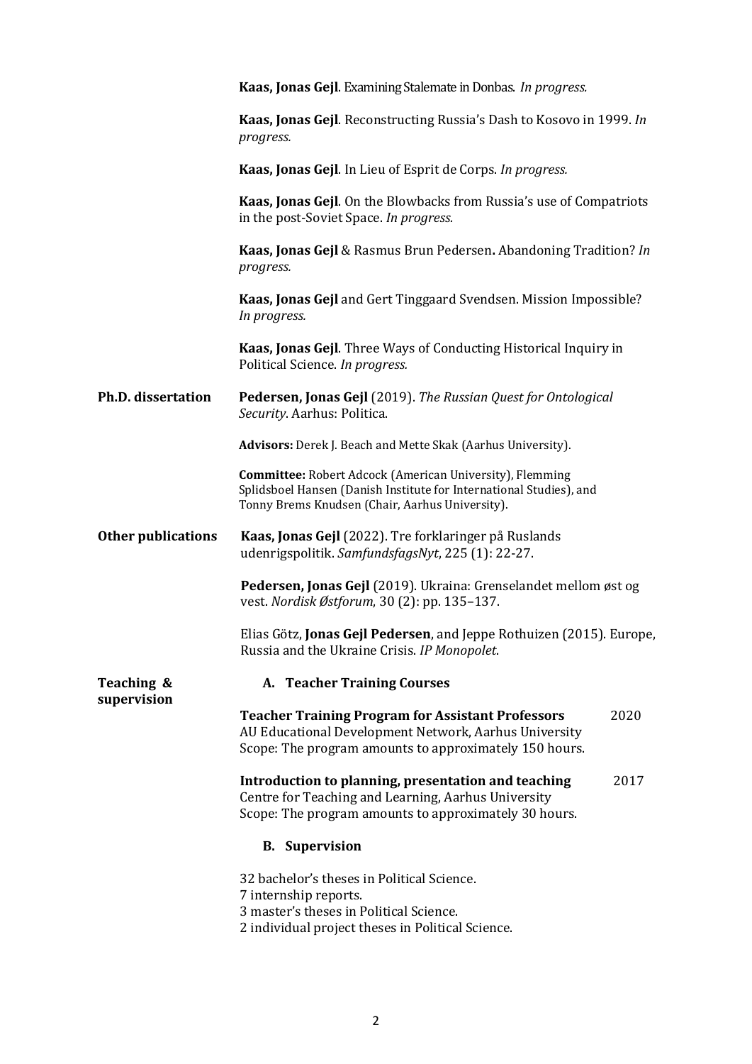**Kaas, Jonas Gejl**. Examining Stalemate in Donbas. *In progress.*

**Kaas, Jonas Gejl**. Reconstructing Russia's Dash to Kosovo in 1999. *In progress.*

**Kaas, Jonas Gejl**. In Lieu of Esprit de Corps. *In progress.*

**Kaas, Jonas Gejl**. On the Blowbacks from Russia's use of Compatriots in the post-Soviet Space. *In progress.*

**Kaas, Jonas Gejl** & Rasmus Brun Pedersen**.** Abandoning Tradition? *In progress.*

**Kaas, Jonas Gejl** and Gert Tinggaard Svendsen. Mission Impossible? *In progress.*

**Kaas, Jonas Gejl**. Three Ways of Conducting Historical Inquiry in Political Science. *In progress.*

## Ph.D. dissertation

**Pedersen, Jonas Gejl** (2019). *The Russian Quest for Ontological Security*. Aarhus: Politica.

**Advisors:** Derek J. Beach and Mette Skak (Aarhus University).

**Committee:** Robert Adcock (American University), Flemming Splidsboel Hansen (Danish Institute for International Studies), and Tonny Brems Knudsen (Chair, Aarhus University).

## Other publications

**Kaas, Jonas Gejl** (2022). Tre forklaringer på Ruslands udenrigspolitik. *SamfundsfagsNyt*, 225 (1): 22-27.

**Pedersen, Jonas Gejl** (2019). Ukraina: Grenselandet mellom øst og vest. *Nordisk Østforum*, 30 (2): pp. 135–137.

Elias Götz, **Jonas Gejl Pedersen**, and Jeppe Rothuizen (2015). Europe, Russia and the Ukraine Crisis. *IP Monopolet.*

## Teaching & supervision

### A. Teacher Training Courses

**Teacher Training Program for Assistant Professors** 2020
AU Educational Development Network, Aarhus University
Scope: The program amounts to approximately 150 hours.

**Introduction to planning, presentation and teaching** 2017
Centre for Teaching and Learning, Aarhus University
Scope: The program amounts to approximately 30 hours.

### B. Supervision

32 bachelor's theses in Political Science.
7 internship reports.
3 master's theses in Political Science.
2 individual project theses in Political Science.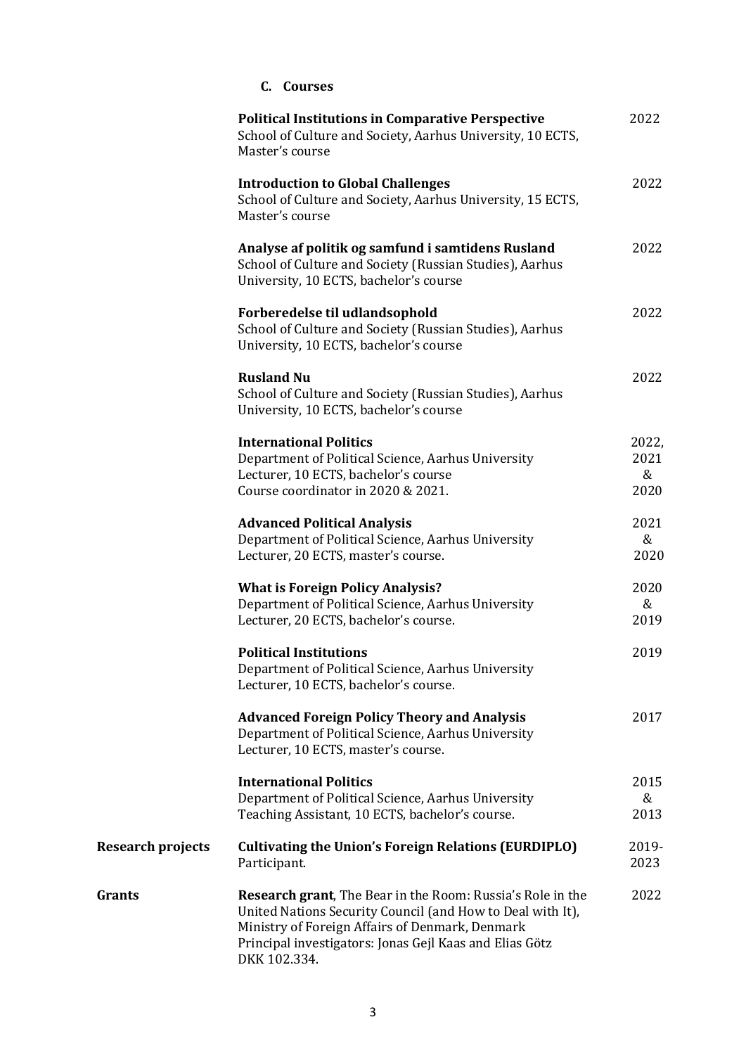### C. Courses

**Political Institutions in Comparative Perspective** — 2022
School of Culture and Society, Aarhus University, 10 ECTS, Master's course

**Introduction to Global Challenges** — 2022
School of Culture and Society, Aarhus University, 15 ECTS, Master's course

**Analyse af politik og samfund i samtidens Rusland** — 2022
School of Culture and Society (Russian Studies), Aarhus University, 10 ECTS, bachelor's course

**Forberedelse til udlandsophold** — 2022
School of Culture and Society (Russian Studies), Aarhus University, 10 ECTS, bachelor's course

**Rusland Nu** — 2022
School of Culture and Society (Russian Studies), Aarhus University, 10 ECTS, bachelor's course

**International Politics** — 2022, 2021 & 2020
Department of Political Science, Aarhus University
Lecturer, 10 ECTS, bachelor's course
Course coordinator in 2020 & 2021.

**Advanced Political Analysis** — 2021 & 2020
Department of Political Science, Aarhus University
Lecturer, 20 ECTS, master's course.

**What is Foreign Policy Analysis?** — 2020 & 2019
Department of Political Science, Aarhus University
Lecturer, 20 ECTS, bachelor's course.

**Political Institutions** — 2019
Department of Political Science, Aarhus University
Lecturer, 10 ECTS, bachelor's course.

**Advanced Foreign Policy Theory and Analysis** — 2017
Department of Political Science, Aarhus University
Lecturer, 10 ECTS, master's course.

**International Politics** — 2015 & 2013
Department of Political Science, Aarhus University
Teaching Assistant, 10 ECTS, bachelor's course.

**Research projects**

**Cultivating the Union's Foreign Relations (EURDIPLO)** — 2019-2023
Participant.

**Grants**

**Research grant**, The Bear in the Room: Russia's Role in the United Nations Security Council (and How to Deal with It), Ministry of Foreign Affairs of Denmark, Denmark — 2022
Principal investigators: Jonas Gejl Kaas and Elias Götz
DKK 102.334.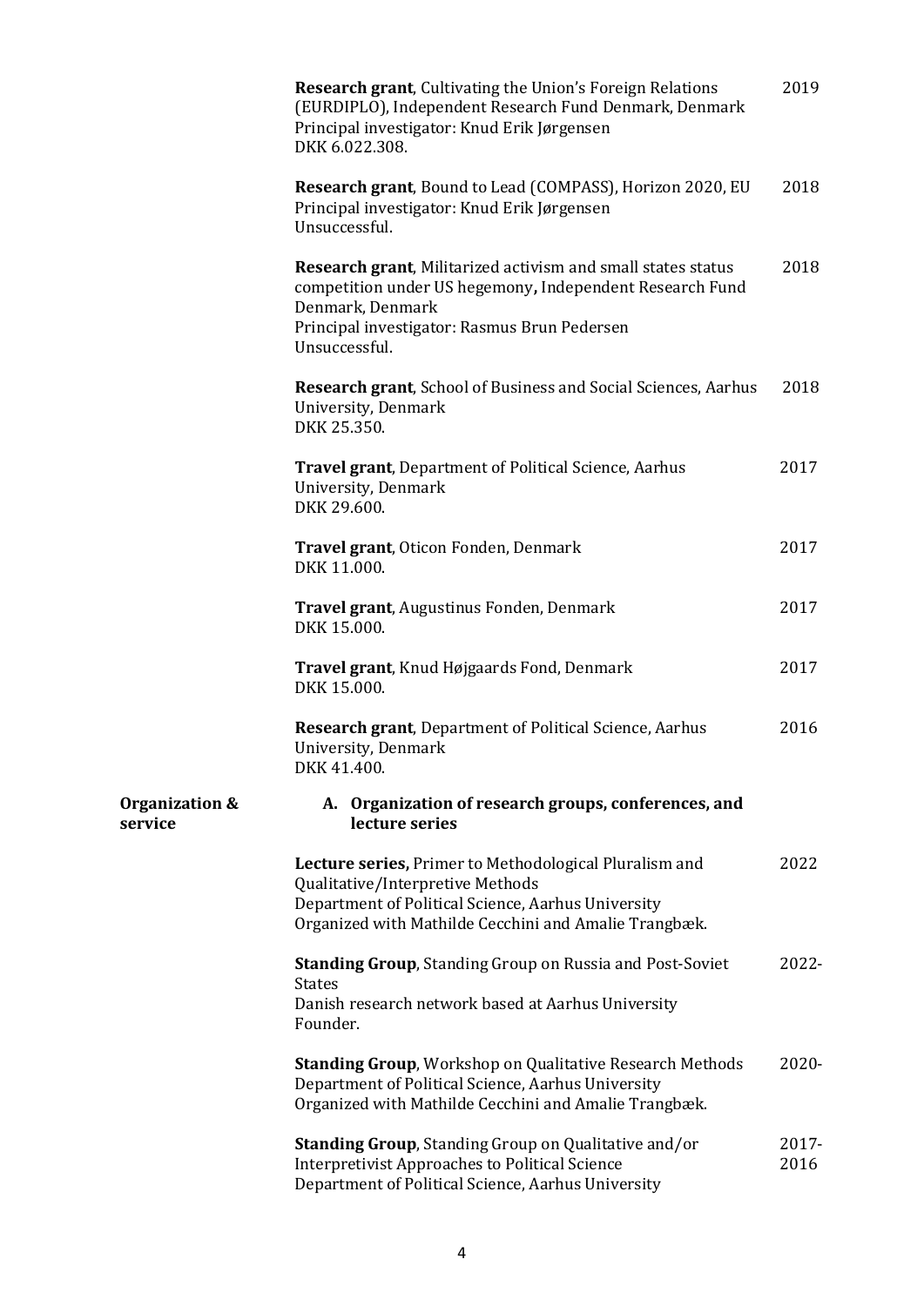**Research grant**, Cultivating the Union's Foreign Relations (EURDIPLO), Independent Research Fund Denmark, Denmark — 2019
Principal investigator: Knud Erik Jørgensen
DKK 6.022.308.

**Research grant**, Bound to Lead (COMPASS), Horizon 2020, EU — 2018
Principal investigator: Knud Erik Jørgensen
Unsuccessful.

**Research grant**, Militarized activism and small states status competition under US hegemony**,** Independent Research Fund Denmark, Denmark — 2018
Principal investigator: Rasmus Brun Pedersen
Unsuccessful.

**Research grant**, School of Business and Social Sciences, Aarhus University, Denmark — 2018
DKK 25.350.

**Travel grant**, Department of Political Science, Aarhus University, Denmark — 2017
DKK 29.600.

**Travel grant**, Oticon Fonden, Denmark — 2017
DKK 11.000.

**Travel grant**, Augustinus Fonden, Denmark — 2017
DKK 15.000.

**Travel grant**, Knud Højgaards Fond, Denmark — 2017
DKK 15.000.

**Research grant**, Department of Political Science, Aarhus University, Denmark — 2016
DKK 41.400.

## Organization & service

### A. Organization of research groups, conferences, and lecture series

**Lecture series,** Primer to Methodological Pluralism and Qualitative/Interpretive Methods — 2022
Department of Political Science, Aarhus University
Organized with Mathilde Cecchini and Amalie Trangbæk.

**Standing Group**, Standing Group on Russia and Post-Soviet States — 2022-
Danish research network based at Aarhus University
Founder.

**Standing Group**, Workshop on Qualitative Research Methods — 2020-
Department of Political Science, Aarhus University
Organized with Mathilde Cecchini and Amalie Trangbæk.

**Standing Group**, Standing Group on Qualitative and/or Interpretivist Approaches to Political Science — 2017-2016
Department of Political Science, Aarhus University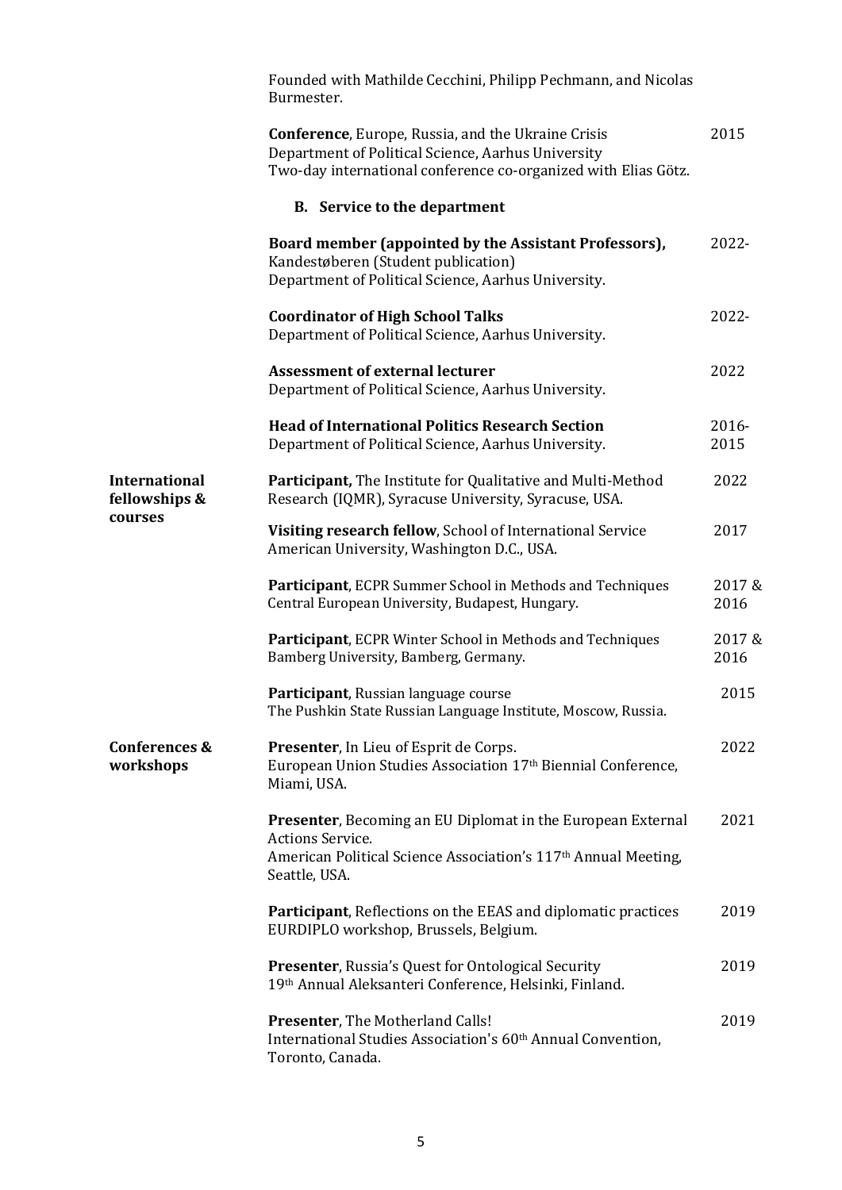Founded with Mathilde Cecchini, Philipp Pechmann, and Nicolas Burmester.

**Conference**, Europe, Russia, and the Ukraine Crisis — 2015
Department of Political Science, Aarhus University
Two-day international conference co-organized with Elias Götz.

### B. Service to the department

**Board member (appointed by the Assistant Professors),** — 2022-
Kandestøberen (Student publication)
Department of Political Science, Aarhus University.

**Coordinator of High School Talks** — 2022-
Department of Political Science, Aarhus University.

**Assessment of external lecturer** — 2022
Department of Political Science, Aarhus University.

**Head of International Politics Research Section** — 2016-2015
Department of Political Science, Aarhus University.

## International fellowships & courses

**Participant,** The Institute for Qualitative and Multi-Method Research (IQMR), Syracuse University, Syracuse, USA. — 2022

**Visiting research fellow**, School of International Service American University, Washington D.C., USA. — 2017

**Participant**, ECPR Summer School in Methods and Techniques Central European University, Budapest, Hungary. — 2017 & 2016

**Participant**, ECPR Winter School in Methods and Techniques Bamberg University, Bamberg, Germany. — 2017 & 2016

**Participant**, Russian language course The Pushkin State Russian Language Institute, Moscow, Russia. — 2015

## Conferences & workshops

**Presenter**, In Lieu of Esprit de Corps.
European Union Studies Association 17th Biennial Conference, Miami, USA. — 2022

**Presenter**, Becoming an EU Diplomat in the European External Actions Service.
American Political Science Association's 117th Annual Meeting, Seattle, USA. — 2021

**Participant**, Reflections on the EEAS and diplomatic practices
EURDIPLO workshop, Brussels, Belgium. — 2019

**Presenter**, Russia's Quest for Ontological Security
19th Annual Aleksanteri Conference, Helsinki, Finland. — 2019

**Presenter**, The Motherland Calls!
International Studies Association's 60th Annual Convention, Toronto, Canada. — 2019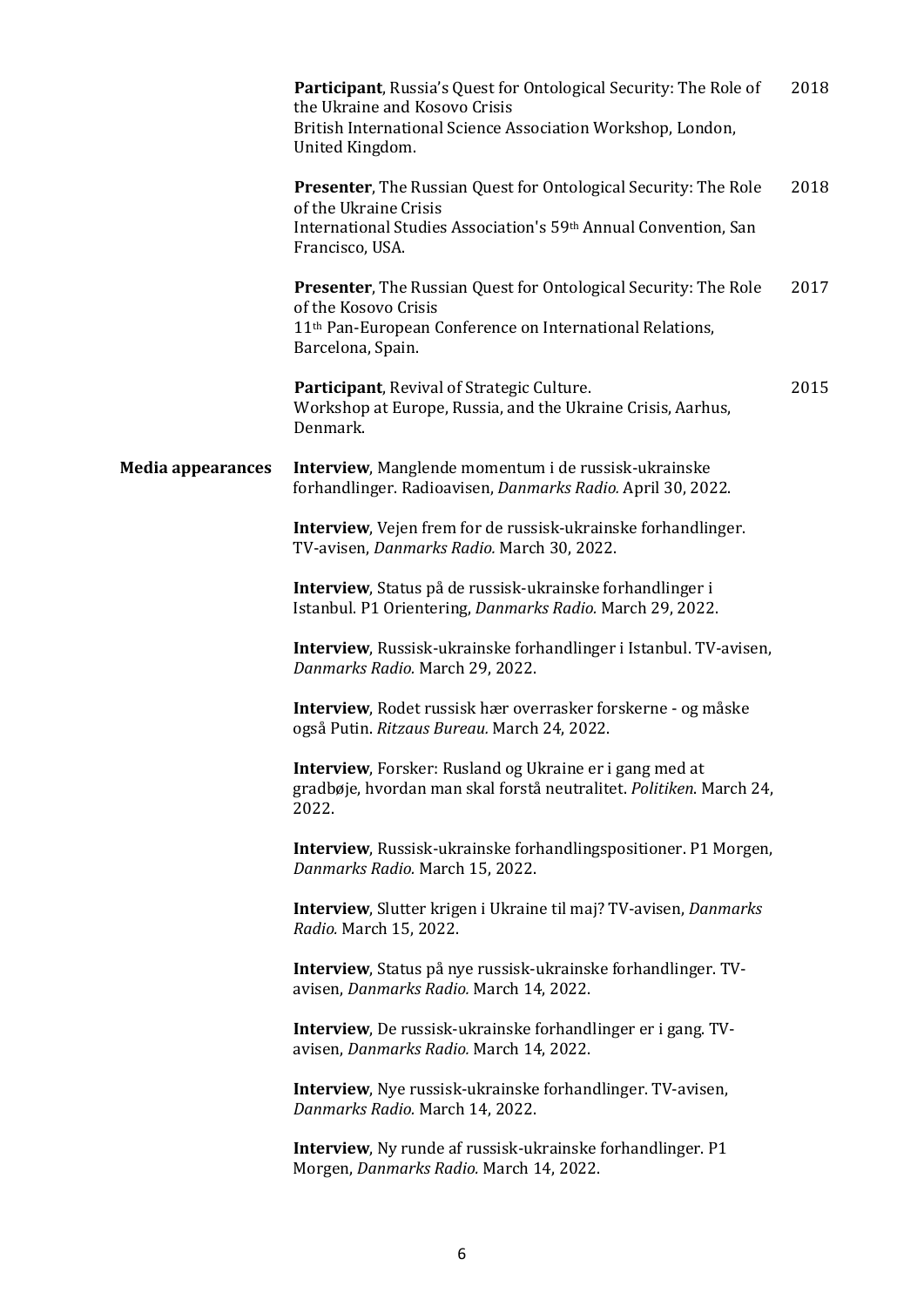**Participant**, Russia's Quest for Ontological Security: The Role of the Ukraine and Kosovo Crisis
British International Science Association Workshop, London, United Kingdom. — 2018

**Presenter**, The Russian Quest for Ontological Security: The Role of the Ukraine Crisis
International Studies Association's 59th Annual Convention, San Francisco, USA. — 2018

**Presenter**, The Russian Quest for Ontological Security: The Role of the Kosovo Crisis
11th Pan-European Conference on International Relations, Barcelona, Spain. — 2017

**Participant**, Revival of Strategic Culture.
Workshop at Europe, Russia, and the Ukraine Crisis, Aarhus, Denmark. — 2015

**Media appearances**

**Interview**, Manglende momentum i de russisk-ukrainske forhandlinger. Radioavisen, *Danmarks Radio.* April 30, 2022.

**Interview**, Vejen frem for de russisk-ukrainske forhandlinger. TV-avisen, *Danmarks Radio.* March 30, 2022.

**Interview**, Status på de russisk-ukrainske forhandlinger i Istanbul. P1 Orientering, *Danmarks Radio.* March 29, 2022.

**Interview**, Russisk-ukrainske forhandlinger i Istanbul. TV-avisen, *Danmarks Radio.* March 29, 2022.

**Interview**, Rodet russisk hær overrasker forskerne - og måske også Putin. *Ritzaus Bureau.* March 24, 2022.

**Interview**, Forsker: Rusland og Ukraine er i gang med at gradbøje, hvordan man skal forstå neutralitet. *Politiken*. March 24, 2022.

**Interview**, Russisk-ukrainske forhandlingspositioner. P1 Morgen, *Danmarks Radio.* March 15, 2022.

**Interview**, Slutter krigen i Ukraine til maj? TV-avisen, *Danmarks Radio.* March 15, 2022.

**Interview**, Status på nye russisk-ukrainske forhandlinger. TV-avisen, *Danmarks Radio.* March 14, 2022.

**Interview**, De russisk-ukrainske forhandlinger er i gang. TV-avisen, *Danmarks Radio.* March 14, 2022.

**Interview**, Nye russisk-ukrainske forhandlinger. TV-avisen, *Danmarks Radio.* March 14, 2022.

**Interview**, Ny runde af russisk-ukrainske forhandlinger. P1 Morgen, *Danmarks Radio.* March 14, 2022.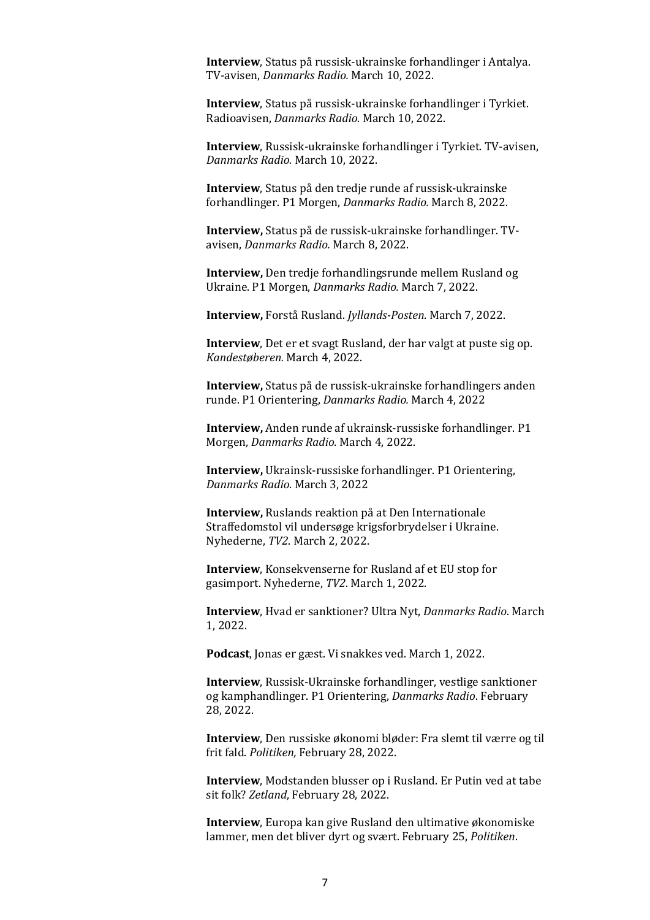**Interview**, Status på russisk-ukrainske forhandlinger i Antalya. TV-avisen, *Danmarks Radio.* March 10, 2022.

**Interview**, Status på russisk-ukrainske forhandlinger i Tyrkiet. Radioavisen, *Danmarks Radio.* March 10, 2022.

**Interview**, Russisk-ukrainske forhandlinger i Tyrkiet. TV-avisen, *Danmarks Radio.* March 10, 2022.

**Interview**, Status på den tredje runde af russisk-ukrainske forhandlinger. P1 Morgen, *Danmarks Radio.* March 8, 2022.

**Interview,** Status på de russisk-ukrainske forhandlinger. TV-avisen, *Danmarks Radio.* March 8, 2022.

**Interview,** Den tredje forhandlingsrunde mellem Rusland og Ukraine. P1 Morgen, *Danmarks Radio.* March 7, 2022.

**Interview,** Forstå Rusland. *Jyllands-Posten*. March 7, 2022.

**Interview**, Det er et svagt Rusland, der har valgt at puste sig op. *Kandestøberen.* March 4, 2022.

**Interview,** Status på de russisk-ukrainske forhandlingers anden runde. P1 Orientering, *Danmarks Radio.* March 4, 2022

**Interview,** Anden runde af ukrainsk-russiske forhandlinger. P1 Morgen, *Danmarks Radio.* March 4, 2022.

**Interview,** Ukrainsk-russiske forhandlinger. P1 Orientering, *Danmarks Radio.* March 3, 2022

**Interview,** Ruslands reaktion på at Den Internationale Straffedomstol vil undersøge krigsforbrydelser i Ukraine. Nyhederne, *TV2*. March 2, 2022.

**Interview**, Konsekvenserne for Rusland af et EU stop for gasimport. Nyhederne, *TV2*. March 1, 2022.

**Interview**, Hvad er sanktioner? Ultra Nyt, *Danmarks Radio*. March 1, 2022.

**Podcast**, Jonas er gæst. Vi snakkes ved. March 1, 2022.

**Interview**, Russisk-Ukrainske forhandlinger, vestlige sanktioner og kamphandlinger. P1 Orientering, *Danmarks Radio*. February 28, 2022.

**Interview**, Den russiske økonomi bløder: Fra slemt til værre og til frit fald. *Politiken,* February 28, 2022.

**Interview**, Modstanden blusser op i Rusland. Er Putin ved at tabe sit folk? *Zetland*, February 28, 2022.

**Interview**, Europa kan give Rusland den ultimative økonomiske lammer, men det bliver dyrt og svært. February 25, *Politiken*.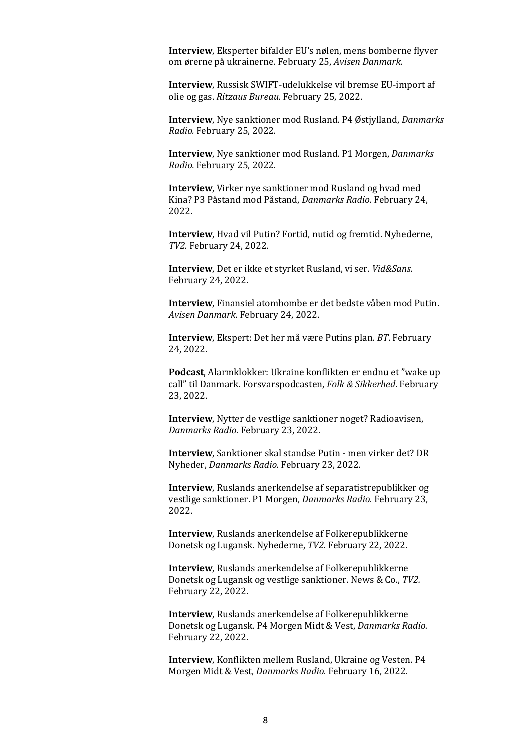**Interview**, Eksperter bifalder EU's nølen, mens bomberne flyver om ørerne på ukrainerne. February 25, *Avisen Danmark*.

**Interview**, Russisk SWIFT-udelukkelse vil bremse EU-import af olie og gas. *Ritzaus Bureau.* February 25, 2022.

**Interview**, Nye sanktioner mod Rusland. P4 Østjylland, *Danmarks Radio.* February 25, 2022.

**Interview**, Nye sanktioner mod Rusland. P1 Morgen, *Danmarks Radio.* February 25, 2022.

**Interview**, Virker nye sanktioner mod Rusland og hvad med Kina? P3 Påstand mod Påstand, *Danmarks Radio.* February 24, 2022.

**Interview**, Hvad vil Putin? Fortid, nutid og fremtid. Nyhederne, *TV2.* February 24, 2022.

**Interview**, Det er ikke et styrket Rusland, vi ser. *Vid&Sans*. February 24, 2022.

**Interview**, Finansiel atombombe er det bedste våben mod Putin. *Avisen Danmark*. February 24, 2022.

**Interview**, Ekspert: Det her må være Putins plan. *BT*. February 24, 2022.

**Podcast**, Alarmklokker: Ukraine konflikten er endnu et "wake up call" til Danmark. Forsvarspodcasten, *Folk & Sikkerhed*. February 23, 2022.

**Interview**, Nytter de vestlige sanktioner noget? Radioavisen, *Danmarks Radio.* February 23, 2022.

**Interview**, Sanktioner skal standse Putin - men virker det? DR Nyheder, *Danmarks Radio.* February 23, 2022.

**Interview**, Ruslands anerkendelse af separatistrepublikker og vestlige sanktioner. P1 Morgen, *Danmarks Radio.* February 23, 2022.

**Interview**, Ruslands anerkendelse af Folkerepublikkerne Donetsk og Lugansk. Nyhederne, *TV2.* February 22, 2022.

**Interview**, Ruslands anerkendelse af Folkerepublikkerne Donetsk og Lugansk og vestlige sanktioner. News & Co., *TV2.* February 22, 2022.

**Interview**, Ruslands anerkendelse af Folkerepublikkerne Donetsk og Lugansk. P4 Morgen Midt & Vest, *Danmarks Radio.* February 22, 2022.

**Interview**, Konflikten mellem Rusland, Ukraine og Vesten. P4 Morgen Midt & Vest, *Danmarks Radio.* February 16, 2022.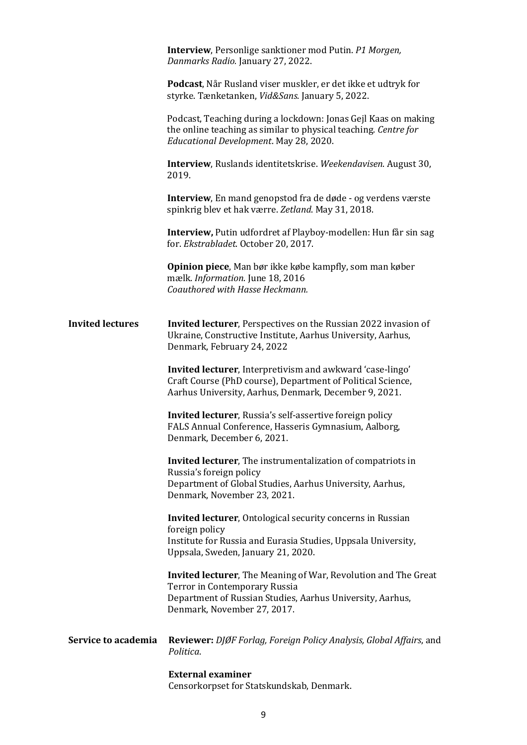**Interview**, Personlige sanktioner mod Putin. *P1 Morgen, Danmarks Radio.* January 27, 2022.

**Podcast**, Når Rusland viser muskler, er det ikke et udtryk for styrke. Tænketanken, *Vid&Sans*. January 5, 2022.

Podcast, Teaching during a lockdown: Jonas Gejl Kaas on making the online teaching as similar to physical teaching. *Centre for Educational Development*. May 28, 2020.

**Interview**, Ruslands identitetskrise. *Weekendavisen*. August 30, 2019.

**Interview**, En mand genopstod fra de døde - og verdens værste spinkrig blev et hak værre. *Zetland*. May 31, 2018.

**Interview,** Putin udfordret af Playboy-modellen: Hun får sin sag for. *Ekstrabladet*. October 20, 2017.

**Opinion piece**, Man bør ikke købe kampfly, som man køber mælk. *Information*. June 18, 2016
*Coauthored with Hasse Heckmann.*

## Invited lectures

**Invited lecturer**, Perspectives on the Russian 2022 invasion of Ukraine, Constructive Institute, Aarhus University, Aarhus, Denmark, February 24, 2022

**Invited lecturer**, Interpretivism and awkward 'case-lingo' Craft Course (PhD course), Department of Political Science, Aarhus University, Aarhus, Denmark, December 9, 2021.

**Invited lecturer**, Russia's self-assertive foreign policy
FALS Annual Conference, Hasseris Gymnasium, Aalborg, Denmark, December 6, 2021.

**Invited lecturer**, The instrumentalization of compatriots in Russia's foreign policy
Department of Global Studies, Aarhus University, Aarhus, Denmark, November 23, 2021.

**Invited lecturer**, Ontological security concerns in Russian foreign policy
Institute for Russia and Eurasia Studies, Uppsala University, Uppsala, Sweden, January 21, 2020.

**Invited lecturer**, The Meaning of War, Revolution and The Great Terror in Contemporary Russia
Department of Russian Studies, Aarhus University, Aarhus, Denmark, November 27, 2017.

## Service to academia

**Reviewer:** *DJØF Forlag, Foreign Policy Analysis, Global Affairs*, and *Politica*.

**External examiner**
Censorkorpset for Statskundskab, Denmark.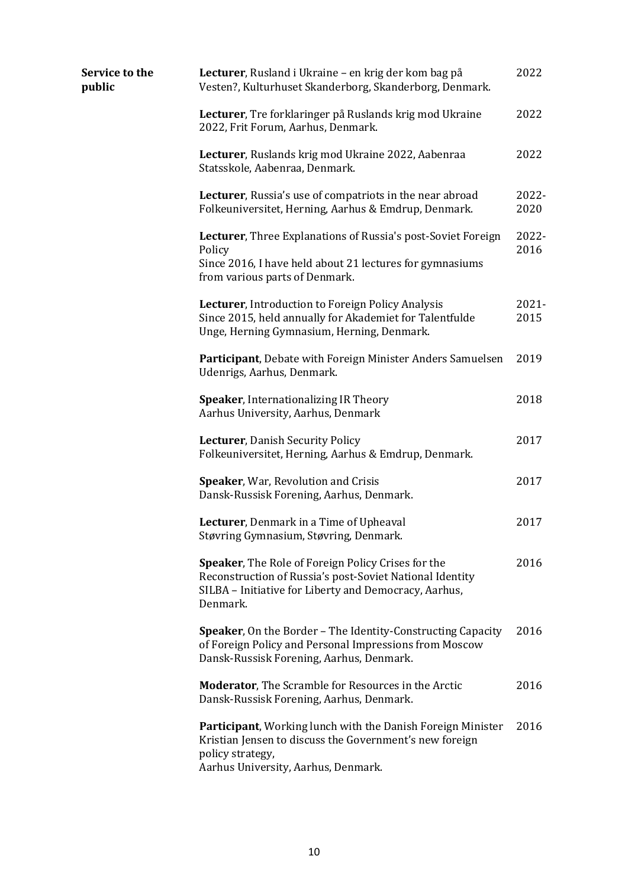| | | |
|---|---|---|
| **Service to the public** | **Lecturer**, Rusland i Ukraine – en krig der kom bag på Vesten?, Kulturhuset Skanderborg, Skanderborg, Denmark. | 2022 |
| | **Lecturer**, Tre forklaringer på Ruslands krig mod Ukraine 2022, Frit Forum, Aarhus, Denmark. | 2022 |
| | **Lecturer**, Ruslands krig mod Ukraine 2022, Aabenraa Statsskole, Aabenraa, Denmark. | 2022 |
| | **Lecturer**, Russia's use of compatriots in the near abroad Folkeuniversitet, Herning, Aarhus & Emdrup, Denmark. | 2022-2020 |
| | **Lecturer**, Three Explanations of Russia's post-Soviet Foreign Policy<br>Since 2016, I have held about 21 lectures for gymnasiums from various parts of Denmark. | 2022-2016 |
| | **Lecturer**, Introduction to Foreign Policy Analysis<br>Since 2015, held annually for Akademiet for Talentfulde Unge, Herning Gymnasium, Herning, Denmark. | 2021-2015 |
| | **Participant**, Debate with Foreign Minister Anders Samuelsen Udenrigs, Aarhus, Denmark. | 2019 |
| | **Speaker**, Internationalizing IR Theory<br>Aarhus University, Aarhus, Denmark | 2018 |
| | **Lecturer**, Danish Security Policy<br>Folkeuniversitet, Herning, Aarhus & Emdrup, Denmark. | 2017 |
| | **Speaker**, War, Revolution and Crisis<br>Dansk-Russisk Forening, Aarhus, Denmark. | 2017 |
| | **Lecturer**, Denmark in a Time of Upheaval<br>Støvring Gymnasium, Støvring, Denmark. | 2017 |
| | **Speaker**, The Role of Foreign Policy Crises for the Reconstruction of Russia's post-Soviet National Identity<br>SILBA – Initiative for Liberty and Democracy, Aarhus, Denmark. | 2016 |
| | **Speaker**, On the Border – The Identity-Constructing Capacity of Foreign Policy and Personal Impressions from Moscow<br>Dansk-Russisk Forening, Aarhus, Denmark. | 2016 |
| | **Moderator**, The Scramble for Resources in the Arctic<br>Dansk-Russisk Forening, Aarhus, Denmark. | 2016 |
| | **Participant**, Working lunch with the Danish Foreign Minister Kristian Jensen to discuss the Government's new foreign policy strategy,<br>Aarhus University, Aarhus, Denmark. | 2016 |